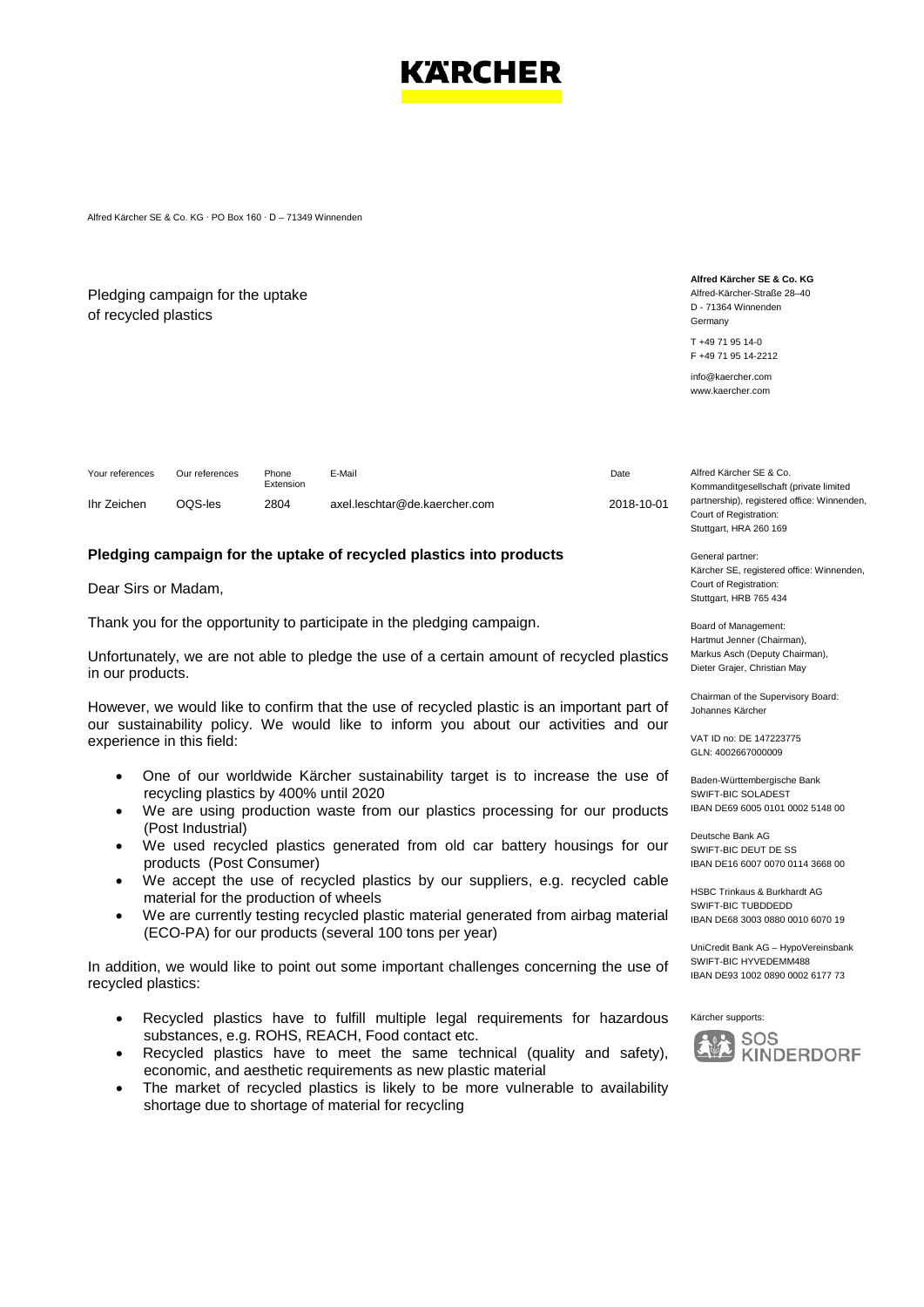KÄRCHER

Alfred Kärcher SE & Co. KG · PO Box 160 · D – 71349 Winnenden

Pledging campaign for the uptake of recycled plastics

**Alfred Kärcher SE & Co. KG**
Alfred-Kärcher-Straße 28–40
D - 71364 Winnenden
Germany

T +49 71 95 14-0
F +49 71 95 14-2212

info@kaercher.com
www.kaercher.com

| Your references | Our references | Phone Extension | E-Mail | Date |
|---|---|---|---|---|
| Ihr Zeichen | OQS-les | 2804 | axel.leschtar@de.kaercher.com | 2018-10-01 |

**Pledging campaign for the uptake of recycled plastics into products**

Dear Sirs or Madam,

Thank you for the opportunity to participate in the pledging campaign.

Unfortunately, we are not able to pledge the use of a certain amount of recycled plastics in our products.

However, we would like to confirm that the use of recycled plastic is an important part of our sustainability policy. We would like to inform you about our activities and our experience in this field:

- One of our worldwide Kärcher sustainability target is to increase the use of recycling plastics by 400% until 2020
- We are using production waste from our plastics processing for our products (Post Industrial)
- We used recycled plastics generated from old car battery housings for our products (Post Consumer)
- We accept the use of recycled plastics by our suppliers, e.g. recycled cable material for the production of wheels
- We are currently testing recycled plastic material generated from airbag material (ECO-PA) for our products (several 100 tons per year)

In addition, we would like to point out some important challenges concerning the use of recycled plastics:

- Recycled plastics have to fulfill multiple legal requirements for hazardous substances, e.g. ROHS, REACH, Food contact etc.
- Recycled plastics have to meet the same technical (quality and safety), economic, and aesthetic requirements as new plastic material
- The market of recycled plastics is likely to be more vulnerable to availability shortage due to shortage of material for recycling

Alfred Kärcher SE & Co. Kommanditgesellschaft (private limited partnership), registered office: Winnenden, Court of Registration: Stuttgart, HRA 260 169

General partner:
Kärcher SE, registered office: Winnenden, Court of Registration: Stuttgart, HRB 765 434

Board of Management:
Hartmut Jenner (Chairman), Markus Asch (Deputy Chairman), Dieter Grajer, Christian May

Chairman of the Supervisory Board:
Johannes Kärcher

VAT ID no: DE 147223775
GLN: 4002667000009

Baden-Württembergische Bank
SWIFT-BIC SOLADEST
IBAN DE69 6005 0101 0002 5148 00

Deutsche Bank AG
SWIFT-BIC DEUT DE SS
IBAN DE16 6007 0070 0114 3668 00

HSBC Trinkaus & Burkhardt AG
SWIFT-BIC TUBDDEDD
IBAN DE68 3003 0880 0010 6070 19

UniCredit Bank AG – HypoVereinsbank
SWIFT-BIC HYVEDEMM488
IBAN DE93 1002 0890 0002 6177 73

Kärcher supports:
SOS KINDERDORF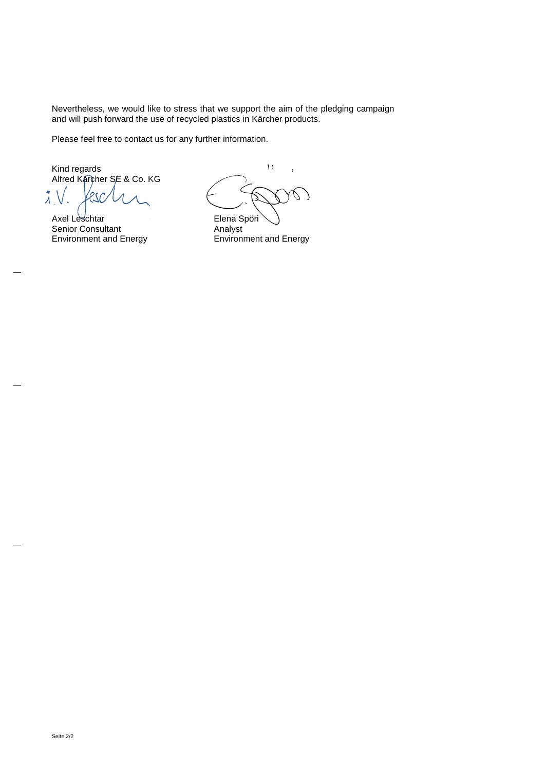Nevertheless, we would like to stress that we support the aim of the pledging campaign and will push forward the use of recycled plastics in Kärcher products.

Please feel free to contact us for any further information.

Kind regards
Alfred Kärcher SE & Co. KG

i.V.

Axel Leschtar
Senior Consultant
Environment and Energy

Elena Spöri
Analyst
Environment and Energy